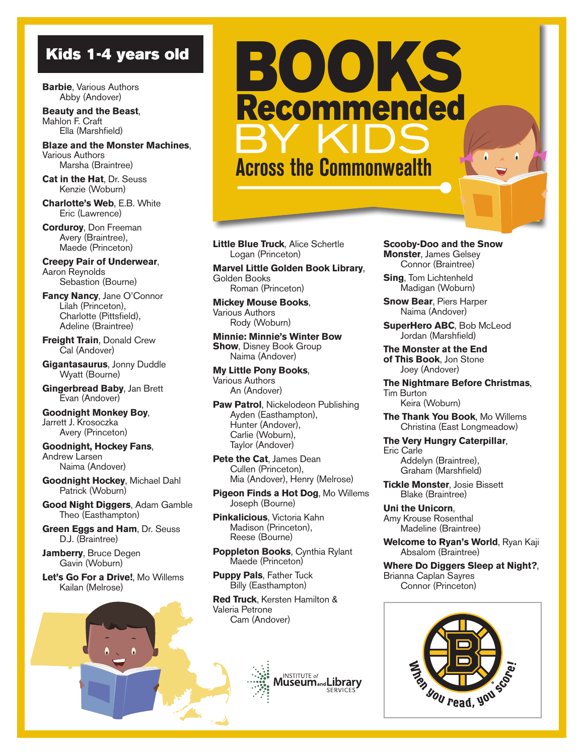# BOOKS Recommended BY KIDS

## Across the Commonwealth

## Kids 1-4 years old

**Barbie**, Various Authors
Abby (Andover)

**Beauty and the Beast**, Mahlon F. Craft
Ella (Marshfield)

**Blaze and the Monster Machines**, Various Authors
Marsha (Braintree)

**Cat in the Hat**, Dr. Seuss
Kenzie (Woburn)

**Charlotte's Web**, E.B. White
Eric (Lawrence)

**Corduroy**, Don Freeman
Avery (Braintree), Maede (Princeton)

**Creepy Pair of Underwear**, Aaron Reynolds
Sebastion (Bourne)

**Fancy Nancy**, Jane O'Connor
Lilah (Princeton), Charlotte (Pittsfield), Adeline (Braintree)

**Freight Train**, Donald Crew
Cal (Andover)

**Gigantasaurus**, Jonny Duddle
Wyatt (Bourne)

**Gingerbread Baby**, Jan Brett
Evan (Andover)

**Goodnight Monkey Boy**, Jarrett J. Krosoczka
Avery (Princeton)

**Goodnight, Hockey Fans**, Andrew Larsen
Naima (Andover)

**Goodnight Hockey**, Michael Dahl
Patrick (Woburn)

**Good Night Diggers**, Adam Gamble
Theo (Easthampton)

**Green Eggs and Ham**, Dr. Seuss
D.J. (Braintree)

**Jamberry**, Bruce Degen
Gavin (Woburn)

**Let's Go For a Drive!**, Mo Willems
Kailan (Melrose)

**Little Blue Truck**, Alice Schertle
Logan (Princeton)

**Marvel Little Golden Book Library**, Golden Books
Roman (Princeton)

**Mickey Mouse Books**, Various Authors
Rody (Woburn)

**Minnie: Minnie's Winter Bow Show**, Disney Book Group
Naima (Andover)

**My Little Pony Books**, Various Authors
An (Andover)

**Paw Patrol**, Nickelodeon Publishing
Ayden (Easthampton), Hunter (Andover), Carlie (Woburn), Taylor (Andover)

**Pete the Cat**, James Dean
Cullen (Princeton), Mia (Andover), Henry (Melrose)

**Pigeon Finds a Hot Dog**, Mo Willems
Joseph (Bourne)

**Pinkalicious**, Victoria Kahn
Madison (Princeton), Reese (Bourne)

**Poppleton Books**, Cynthia Rylant
Maede (Princeton)

**Puppy Pals**, Father Tuck
Billy (Easthampton)

**Red Truck**, Kersten Hamilton & Valeria Petrone
Cam (Andover)

**Scooby-Doo and the Snow Monster**, James Gelsey
Connor (Braintree)

**Sing**, Tom Lichtenheld
Madigan (Woburn)

**Snow Bear**, Piers Harper
Naima (Andover)

**SuperHero ABC**, Bob McLeod
Jordan (Marshfield)

**The Monster at the End of This Book**, Jon Stone
Joey (Andover)

**The Nightmare Before Christmas**, Tim Burton
Keira (Woburn)

**The Thank You Book**, Mo Willems
Christina (East Longmeadow)

**The Very Hungry Caterpillar**, Eric Carle
Addelyn (Braintree), Graham (Marshfield)

**Tickle Monster**, Josie Bissett
Blake (Braintree)

**Uni the Unicorn**, Amy Krouse Rosenthal
Madeline (Braintree)

**Welcome to Ryan's World**, Ryan Kaji
Absalom (Braintree)

**Where Do Diggers Sleep at Night?**, Brianna Caplan Sayres
Connor (Princeton)

INSTITUTE of Museum and Library SERVICES

When you read, you score!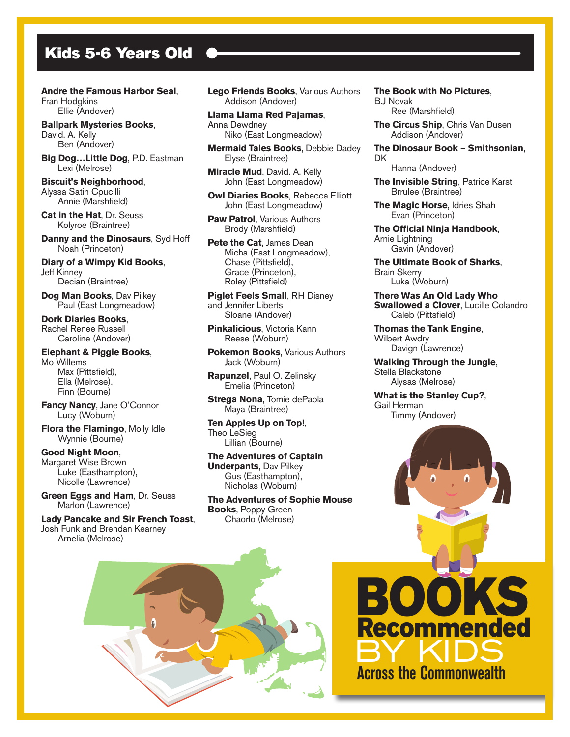## Kids 5-6 Years Old

**Andre the Famous Harbor Seal**, Fran Hodgkins
Ellie (Andover)

**Ballpark Mysteries Books**, David. A. Kelly
Ben (Andover)

**Big Dog…Little Dog**, P.D. Eastman
Lexi (Melrose)

**Biscuit's Neighborhood**, Alyssa Satin Cpucilli
Annie (Marshfield)

**Cat in the Hat**, Dr. Seuss
Kolyroe (Braintree)

**Danny and the Dinosaurs**, Syd Hoff
Noah (Princeton)

**Diary of a Wimpy Kid Books**, Jeff Kinney
Decian (Braintree)

**Dog Man Books**, Dav Pilkey
Paul (East Longmeadow)

**Dork Diaries Books**, Rachel Renee Russell
Caroline (Andover)

**Elephant & Piggie Books**, Mo Willems
Max (Pittsfield),
Ella (Melrose),
Finn (Bourne)

**Fancy Nancy**, Jane O'Connor
Lucy (Woburn)

**Flora the Flamingo**, Molly Idle
Wynnie (Bourne)

**Good Night Moon**, Margaret Wise Brown
Luke (Easthampton),
Nicolle (Lawrence)

**Green Eggs and Ham**, Dr. Seuss
Marlon (Lawrence)

**Lady Pancake and Sir French Toast**, Josh Funk and Brendan Kearney
Arnelia (Melrose)

**Lego Friends Books**, Various Authors
Addison (Andover)

**Llama Llama Red Pajamas**, Anna Dewdney
Niko (East Longmeadow)

**Mermaid Tales Books**, Debbie Dadey
Elyse (Braintree)

**Miracle Mud**, David. A. Kelly
John (East Longmeadow)

**Owl Diaries Books**, Rebecca Elliott
John (East Longmeadow)

**Paw Patrol**, Various Authors
Brody (Marshfield)

**Pete the Cat**, James Dean
Micha (East Longmeadow),
Chase (Pittsfield),
Grace (Princeton),
Roley (Pittsfield)

**Piglet Feels Small**, RH Disney and Jennifer Liberts
Sloane (Andover)

**Pinkalicious**, Victoria Kann
Reese (Woburn)

**Pokemon Books**, Various Authors
Jack (Woburn)

**Rapunzel**, Paul O. Zelinsky
Emelia (Princeton)

**Strega Nona**, Tomie dePaola
Maya (Braintree)

**Ten Apples Up on Top!**, Theo LeSieg
Lillian (Bourne)

**The Adventures of Captain Underpants**, Dav Pilkey
Gus (Easthampton),
Nicholas (Woburn)

**The Adventures of Sophie Mouse Books**, Poppy Green
Chaorlo (Melrose)

**The Book with No Pictures**, B.J Novak
Ree (Marshfield)

**The Circus Ship**, Chris Van Dusen
Addison (Andover)

**The Dinosaur Book – Smithsonian**, DK
Hanna (Andover)

**The Invisible String**, Patrice Karst
Brrulee (Braintree)

**The Magic Horse**, Idries Shah
Evan (Princeton)

**The Official Ninja Handbook**, Arnie Lightning
Gavin (Andover)

**The Ultimate Book of Sharks**, Brain Skerry
Luka (Woburn)

**There Was An Old Lady Who Swallowed a Clover**, Lucille Colandro
Caleb (Pittsfield)

**Thomas the Tank Engine**, Wilbert Awdry
Davign (Lawrence)

**Walking Through the Jungle**, Stella Blackstone
Alysas (Melrose)

**What is the Stanley Cup?**, Gail Herman
Timmy (Andover)

**BOOKS Recommended BY KIDS Across the Commonwealth**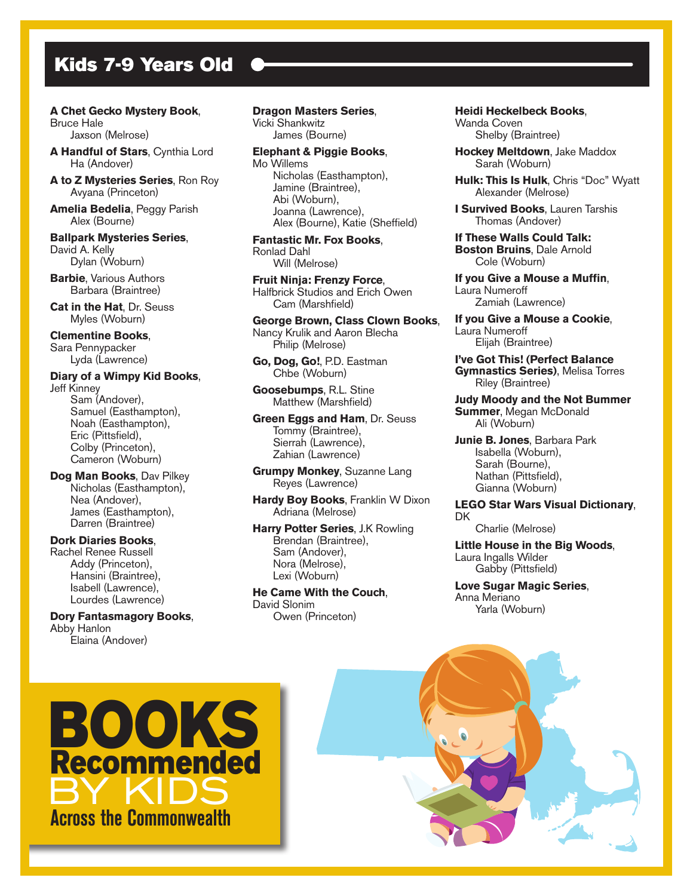## Kids 7-9 Years Old

**A Chet Gecko Mystery Book**, Bruce Hale
Jaxson (Melrose)

**A Handful of Stars**, Cynthia Lord
Ha (Andover)

**A to Z Mysteries Series**, Ron Roy
Avyana (Princeton)

**Amelia Bedelia**, Peggy Parish
Alex (Bourne)

**Ballpark Mysteries Series**, David A. Kelly
Dylan (Woburn)

**Barbie**, Various Authors
Barbara (Braintree)

**Cat in the Hat**, Dr. Seuss
Myles (Woburn)

**Clementine Books**, Sara Pennypacker
Lyda (Lawrence)

**Diary of a Wimpy Kid Books**, Jeff Kinney
Sam (Andover),
Samuel (Easthampton),
Noah (Easthampton),
Eric (Pittsfield),
Colby (Princeton),
Cameron (Woburn)

**Dog Man Books**, Dav Pilkey
Nicholas (Easthampton),
Nea (Andover),
James (Easthampton),
Darren (Braintree)

**Dork Diaries Books**, Rachel Renee Russell
Addy (Princeton),
Hansini (Braintree),
Isabell (Lawrence),
Lourdes (Lawrence)

**Dory Fantasmagory Books**, Abby Hanlon
Elaina (Andover)

**Dragon Masters Series**, Vicki Shankwitz
James (Bourne)

**Elephant & Piggie Books**, Mo Willems
Nicholas (Easthampton),
Jamine (Braintree),
Abi (Woburn),
Joanna (Lawrence),
Alex (Bourne), Katie (Sheffield)

**Fantastic Mr. Fox Books**, Ronlad Dahl
Will (Melrose)

**Fruit Ninja: Frenzy Force**, Halfbrick Studios and Erich Owen
Cam (Marshfield)

**George Brown, Class Clown Books**, Nancy Krulik and Aaron Blecha
Philip (Melrose)

**Go, Dog, Go!**, P.D. Eastman
Chbe (Woburn)

**Goosebumps**, R.L. Stine
Matthew (Marshfield)

**Green Eggs and Ham**, Dr. Seuss
Tommy (Braintree),
Sierrah (Lawrence),
Zahian (Lawrence)

**Grumpy Monkey**, Suzanne Lang
Reyes (Lawrence)

**Hardy Boy Books**, Franklin W Dixon
Adriana (Melrose)

**Harry Potter Series**, J.K Rowling
Brendan (Braintree),
Sam (Andover),
Nora (Melrose),
Lexi (Woburn)

**He Came With the Couch**, David Slonim
Owen (Princeton)

**Heidi Heckelbeck Books**, Wanda Coven
Shelby (Braintree)

**Hockey Meltdown**, Jake Maddox
Sarah (Woburn)

**Hulk: This Is Hulk**, Chris "Doc" Wyatt
Alexander (Melrose)

**I Survived Books**, Lauren Tarshis
Thomas (Andover)

**If These Walls Could Talk: Boston Bruins**, Dale Arnold
Cole (Woburn)

**If you Give a Mouse a Muffin**, Laura Numeroff
Zamiah (Lawrence)

**If you Give a Mouse a Cookie**, Laura Numeroff
Elijah (Braintree)

**I've Got This! (Perfect Balance Gymnastics Series)**, Melisa Torres
Riley (Braintree)

**Judy Moody and the Not Bummer Summer**, Megan McDonald
Ali (Woburn)

**Junie B. Jones**, Barbara Park
Isabella (Woburn),
Sarah (Bourne),
Nathan (Pittsfield),
Gianna (Woburn)

**LEGO Star Wars Visual Dictionary**, DK
Charlie (Melrose)

**Little House in the Big Woods**, Laura Ingalls Wilder
Gabby (Pittsfield)

**Love Sugar Magic Series**, Anna Meriano
Yarla (Woburn)

**BOOKS Recommended BY KIDS Across the Commonwealth**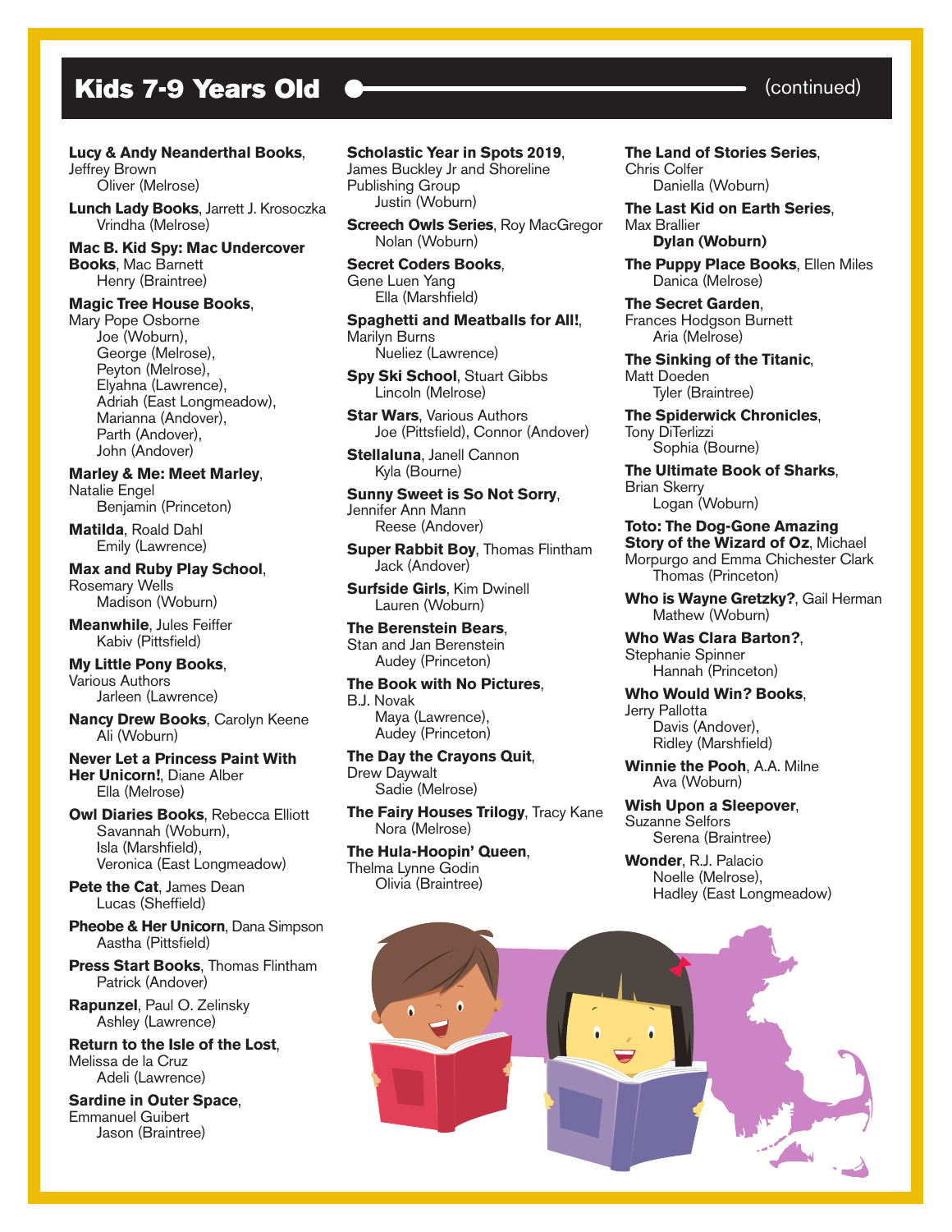## Kids 7-9 Years Old (continued)

**Lucy & Andy Neanderthal Books**, Jeffrey Brown
Oliver (Melrose)

**Lunch Lady Books**, Jarrett J. Krosoczka
Vrindha (Melrose)

**Mac B. Kid Spy: Mac Undercover Books**, Mac Barnett
Henry (Braintree)

**Magic Tree House Books**, Mary Pope Osborne
Joe (Woburn),
George (Melrose),
Peyton (Melrose),
Elyahna (Lawrence),
Adriah (East Longmeadow),
Marianna (Andover),
Parth (Andover),
John (Andover)

**Marley & Me: Meet Marley**, Natalie Engel
Benjamin (Princeton)

**Matilda**, Roald Dahl
Emily (Lawrence)

**Max and Ruby Play School**, Rosemary Wells
Madison (Woburn)

**Meanwhile**, Jules Feiffer
Kabiv (Pittsfield)

**My Little Pony Books**, Various Authors
Jarleen (Lawrence)

**Nancy Drew Books**, Carolyn Keene
Ali (Woburn)

**Never Let a Princess Paint With Her Unicorn!**, Diane Alber
Ella (Melrose)

**Owl Diaries Books**, Rebecca Elliott
Savannah (Woburn),
Isla (Marshfield),
Veronica (East Longmeadow)

**Pete the Cat**, James Dean
Lucas (Sheffield)

**Pheobe & Her Unicorn**, Dana Simpson
Aastha (Pittsfield)

**Press Start Books**, Thomas Flintham
Patrick (Andover)

**Rapunzel**, Paul O. Zelinsky
Ashley (Lawrence)

**Return to the Isle of the Lost**, Melissa de la Cruz
Adeli (Lawrence)

**Sardine in Outer Space**, Emmanuel Guibert
Jason (Braintree)

**Scholastic Year in Spots 2019**, James Buckley Jr and Shoreline Publishing Group
Justin (Woburn)

**Screech Owls Series**, Roy MacGregor
Nolan (Woburn)

**Secret Coders Books**, Gene Luen Yang
Ella (Marshfield)

**Spaghetti and Meatballs for All!**, Marilyn Burns
Nueliez (Lawrence)

**Spy Ski School**, Stuart Gibbs
Lincoln (Melrose)

**Star Wars**, Various Authors
Joe (Pittsfield), Connor (Andover)

**Stellaluna**, Janell Cannon
Kyla (Bourne)

**Sunny Sweet is So Not Sorry**, Jennifer Ann Mann
Reese (Andover)

**Super Rabbit Boy**, Thomas Flintham
Jack (Andover)

**Surfside Girls**, Kim Dwinell
Lauren (Woburn)

**The Berenstein Bears**, Stan and Jan Berenstein
Audey (Princeton)

**The Book with No Pictures**, B.J. Novak
Maya (Lawrence),
Audey (Princeton)

**The Day the Crayons Quit**, Drew Daywalt
Sadie (Melrose)

**The Fairy Houses Trilogy**, Tracy Kane
Nora (Melrose)

**The Hula-Hoopin' Queen**, Thelma Lynne Godin
Olivia (Braintree)

**The Land of Stories Series**, Chris Colfer
Daniella (Woburn)

**The Last Kid on Earth Series**, Max Brallier
**Dylan (Woburn)**

**The Puppy Place Books**, Ellen Miles
Danica (Melrose)

**The Secret Garden**, Frances Hodgson Burnett
Aria (Melrose)

**The Sinking of the Titanic**, Matt Doeden
Tyler (Braintree)

**The Spiderwick Chronicles**, Tony DiTerlizzi
Sophia (Bourne)

**The Ultimate Book of Sharks**, Brian Skerry
Logan (Woburn)

**Toto: The Dog-Gone Amazing Story of the Wizard of Oz**, Michael Morpurgo and Emma Chichester Clark
Thomas (Princeton)

**Who is Wayne Gretzky?**, Gail Herman
Mathew (Woburn)

**Who Was Clara Barton?**, Stephanie Spinner
Hannah (Princeton)

**Who Would Win? Books**, Jerry Pallotta
Davis (Andover),
Ridley (Marshfield)

**Winnie the Pooh**, A.A. Milne
Ava (Woburn)

**Wish Upon a Sleepover**, Suzanne Selfors
Serena (Braintree)

**Wonder**, R.J. Palacio
Noelle (Melrose),
Hadley (East Longmeadow)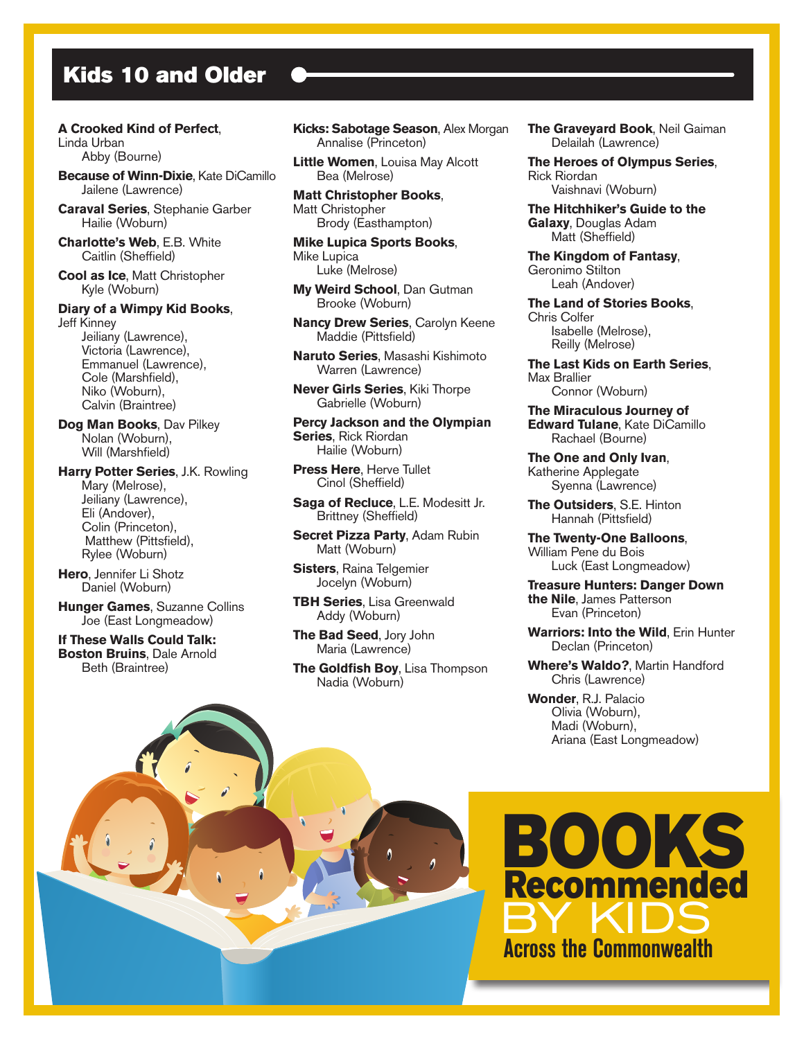# Kids 10 and Older

**A Crooked Kind of Perfect**, Linda Urban
Abby (Bourne)

**Because of Winn-Dixie**, Kate DiCamillo
Jailene (Lawrence)

**Caraval Series**, Stephanie Garber
Hailie (Woburn)

**Charlotte's Web**, E.B. White
Caitlin (Sheffield)

**Cool as Ice**, Matt Christopher
Kyle (Woburn)

**Diary of a Wimpy Kid Books**, Jeff Kinney
Jeiliany (Lawrence), Victoria (Lawrence), Emmanuel (Lawrence), Cole (Marshfield), Niko (Woburn), Calvin (Braintree)

**Dog Man Books**, Dav Pilkey
Nolan (Woburn), Will (Marshfield)

**Harry Potter Series**, J.K. Rowling
Mary (Melrose), Jeiliany (Lawrence), Eli (Andover), Colin (Princeton), Matthew (Pittsfield), Rylee (Woburn)

**Hero**, Jennifer Li Shotz
Daniel (Woburn)

**Hunger Games**, Suzanne Collins
Joe (East Longmeadow)

**If These Walls Could Talk: Boston Bruins**, Dale Arnold
Beth (Braintree)

**Kicks: Sabotage Season**, Alex Morgan
Annalise (Princeton)

**Little Women**, Louisa May Alcott
Bea (Melrose)

**Matt Christopher Books**, Matt Christopher
Brody (Easthampton)

**Mike Lupica Sports Books**, Mike Lupica
Luke (Melrose)

**My Weird School**, Dan Gutman
Brooke (Woburn)

**Nancy Drew Series**, Carolyn Keene
Maddie (Pittsfield)

**Naruto Series**, Masashi Kishimoto
Warren (Lawrence)

**Never Girls Series**, Kiki Thorpe
Gabrielle (Woburn)

**Percy Jackson and the Olympian Series**, Rick Riordan
Hailie (Woburn)

**Press Here**, Herve Tullet
Cinol (Sheffield)

**Saga of Recluce**, L.E. Modesitt Jr.
Brittney (Sheffield)

**Secret Pizza Party**, Adam Rubin
Matt (Woburn)

**Sisters**, Raina Telgemier
Jocelyn (Woburn)

**TBH Series**, Lisa Greenwald
Addy (Woburn)

**The Bad Seed**, Jory John
Maria (Lawrence)

**The Goldfish Boy**, Lisa Thompson
Nadia (Woburn)

**The Graveyard Book**, Neil Gaiman
Delailah (Lawrence)

**The Heroes of Olympus Series**, Rick Riordan
Vaishnavi (Woburn)

**The Hitchhiker's Guide to the Galaxy**, Douglas Adam
Matt (Sheffield)

**The Kingdom of Fantasy**, Geronimo Stilton
Leah (Andover)

**The Land of Stories Books**, Chris Colfer
Isabelle (Melrose), Reilly (Melrose)

**The Last Kids on Earth Series**, Max Brallier
Connor (Woburn)

**The Miraculous Journey of Edward Tulane**, Kate DiCamillo
Rachael (Bourne)

**The One and Only Ivan**, Katherine Applegate
Syenna (Lawrence)

**The Outsiders**, S.E. Hinton
Hannah (Pittsfield)

**The Twenty-One Balloons**, William Pene du Bois
Luck (East Longmeadow)

**Treasure Hunters: Danger Down the Nile**, James Patterson
Evan (Princeton)

**Warriors: Into the Wild**, Erin Hunter
Declan (Princeton)

**Where's Waldo?**, Martin Handford
Chris (Lawrence)

**Wonder**, R.J. Palacio
Olivia (Woburn), Madi (Woburn), Ariana (East Longmeadow)

**BOOKS Recommended BY KIDS Across the Commonwealth**